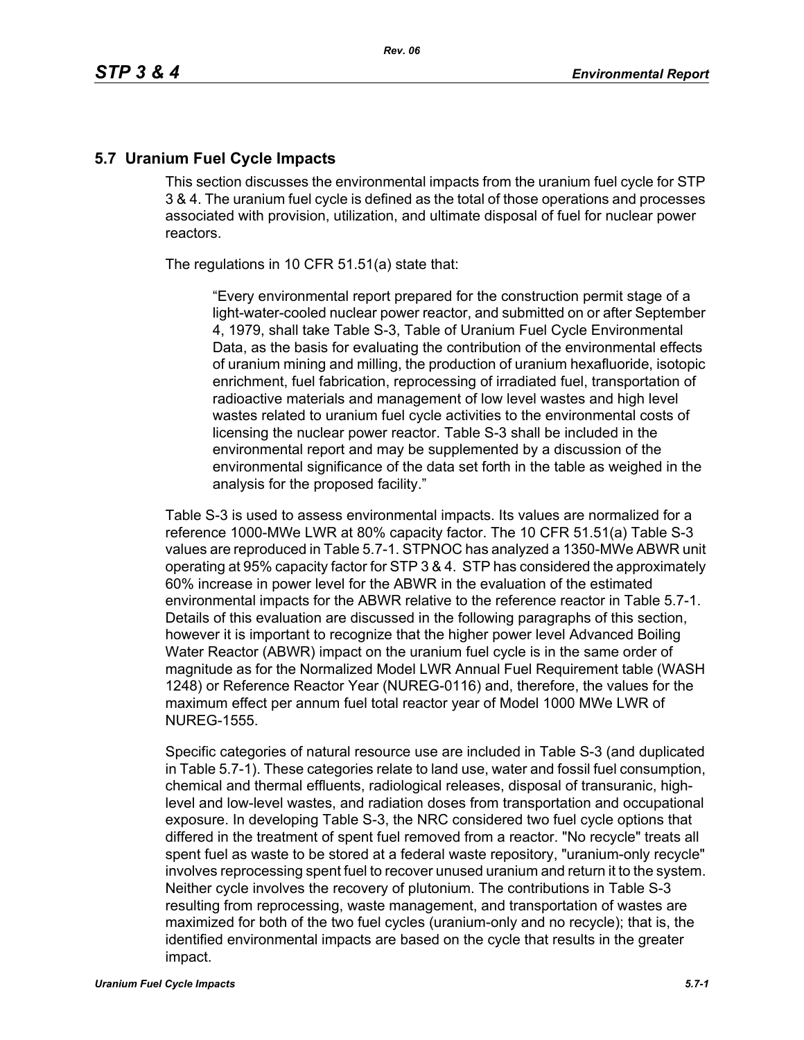## 5.7 Uranium Fuel Cycle Impacts

This section discusses the environmental impacts from the uranium fuel cycle for STP 3 & 4. The uranium fuel cycle is defined as the total of those operations and processes associated with provision, utilization, and ultimate disposal of fuel for nuclear power reactors.

The regulations in 10 CFR 51.51(a) state that:

> "Every environmental report prepared for the construction permit stage of a light-water-cooled nuclear power reactor, and submitted on or after September 4, 1979, shall take Table S-3, Table of Uranium Fuel Cycle Environmental Data, as the basis for evaluating the contribution of the environmental effects of uranium mining and milling, the production of uranium hexafluoride, isotopic enrichment, fuel fabrication, reprocessing of irradiated fuel, transportation of radioactive materials and management of low level wastes and high level wastes related to uranium fuel cycle activities to the environmental costs of licensing the nuclear power reactor. Table S-3 shall be included in the environmental report and may be supplemented by a discussion of the environmental significance of the data set forth in the table as weighed in the analysis for the proposed facility."

Table S-3 is used to assess environmental impacts. Its values are normalized for a reference 1000-MWe LWR at 80% capacity factor. The 10 CFR 51.51(a) Table S-3 values are reproduced in Table 5.7-1. STPNOC has analyzed a 1350-MWe ABWR unit operating at 95% capacity factor for STP 3 & 4. STP has considered the approximately 60% increase in power level for the ABWR in the evaluation of the estimated environmental impacts for the ABWR relative to the reference reactor in Table 5.7-1. Details of this evaluation are discussed in the following paragraphs of this section, however it is important to recognize that the higher power level Advanced Boiling Water Reactor (ABWR) impact on the uranium fuel cycle is in the same order of magnitude as for the Normalized Model LWR Annual Fuel Requirement table (WASH 1248) or Reference Reactor Year (NUREG-0116) and, therefore, the values for the maximum effect per annum fuel total reactor year of Model 1000 MWe LWR of NUREG-1555.

Specific categories of natural resource use are included in Table S-3 (and duplicated in Table 5.7-1). These categories relate to land use, water and fossil fuel consumption, chemical and thermal effluents, radiological releases, disposal of transuranic, high-level and low-level wastes, and radiation doses from transportation and occupational exposure. In developing Table S-3, the NRC considered two fuel cycle options that differed in the treatment of spent fuel removed from a reactor. "No recycle" treats all spent fuel as waste to be stored at a federal waste repository, "uranium-only recycle" involves reprocessing spent fuel to recover unused uranium and return it to the system. Neither cycle involves the recovery of plutonium. The contributions in Table S-3 resulting from reprocessing, waste management, and transportation of wastes are maximized for both of the two fuel cycles (uranium-only and no recycle); that is, the identified environmental impacts are based on the cycle that results in the greater impact.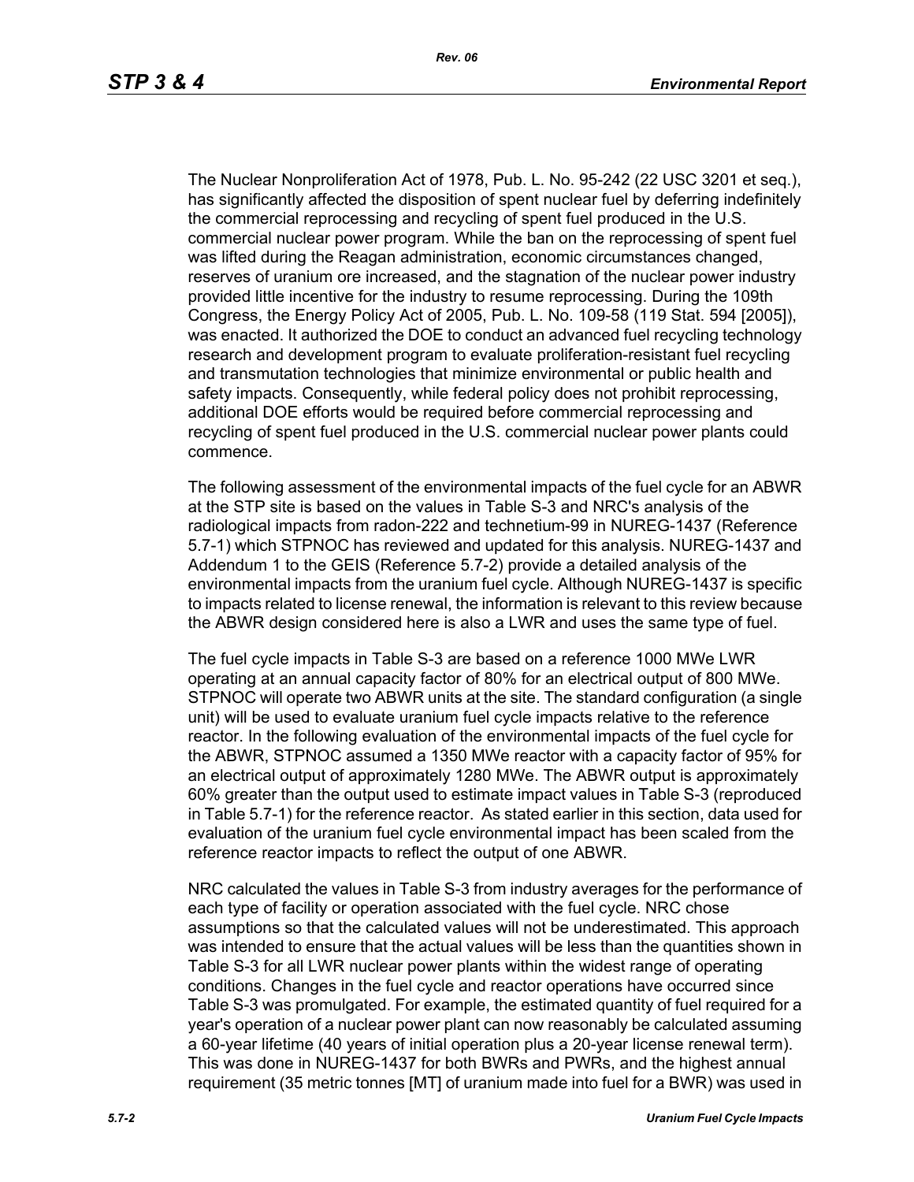The Nuclear Nonproliferation Act of 1978, Pub. L. No. 95-242 (22 USC 3201 et seq.), has significantly affected the disposition of spent nuclear fuel by deferring indefinitely the commercial reprocessing and recycling of spent fuel produced in the U.S. commercial nuclear power program. While the ban on the reprocessing of spent fuel was lifted during the Reagan administration, economic circumstances changed, reserves of uranium ore increased, and the stagnation of the nuclear power industry provided little incentive for the industry to resume reprocessing. During the 109th Congress, the Energy Policy Act of 2005, Pub. L. No. 109-58 (119 Stat. 594 [2005]), was enacted. It authorized the DOE to conduct an advanced fuel recycling technology research and development program to evaluate proliferation-resistant fuel recycling and transmutation technologies that minimize environmental or public health and safety impacts. Consequently, while federal policy does not prohibit reprocessing, additional DOE efforts would be required before commercial reprocessing and recycling of spent fuel produced in the U.S. commercial nuclear power plants could commence.

The following assessment of the environmental impacts of the fuel cycle for an ABWR at the STP site is based on the values in Table S-3 and NRC's analysis of the radiological impacts from radon-222 and technetium-99 in NUREG-1437 (Reference 5.7-1) which STPNOC has reviewed and updated for this analysis. NUREG-1437 and Addendum 1 to the GEIS (Reference 5.7-2) provide a detailed analysis of the environmental impacts from the uranium fuel cycle. Although NUREG-1437 is specific to impacts related to license renewal, the information is relevant to this review because the ABWR design considered here is also a LWR and uses the same type of fuel.

The fuel cycle impacts in Table S-3 are based on a reference 1000 MWe LWR operating at an annual capacity factor of 80% for an electrical output of 800 MWe. STPNOC will operate two ABWR units at the site. The standard configuration (a single unit) will be used to evaluate uranium fuel cycle impacts relative to the reference reactor. In the following evaluation of the environmental impacts of the fuel cycle for the ABWR, STPNOC assumed a 1350 MWe reactor with a capacity factor of 95% for an electrical output of approximately 1280 MWe. The ABWR output is approximately 60% greater than the output used to estimate impact values in Table S-3 (reproduced in Table 5.7-1) for the reference reactor. As stated earlier in this section, data used for evaluation of the uranium fuel cycle environmental impact has been scaled from the reference reactor impacts to reflect the output of one ABWR.

NRC calculated the values in Table S-3 from industry averages for the performance of each type of facility or operation associated with the fuel cycle. NRC chose assumptions so that the calculated values will not be underestimated. This approach was intended to ensure that the actual values will be less than the quantities shown in Table S-3 for all LWR nuclear power plants within the widest range of operating conditions. Changes in the fuel cycle and reactor operations have occurred since Table S-3 was promulgated. For example, the estimated quantity of fuel required for a year's operation of a nuclear power plant can now reasonably be calculated assuming a 60-year lifetime (40 years of initial operation plus a 20-year license renewal term). This was done in NUREG-1437 for both BWRs and PWRs, and the highest annual requirement (35 metric tonnes [MT] of uranium made into fuel for a BWR) was used in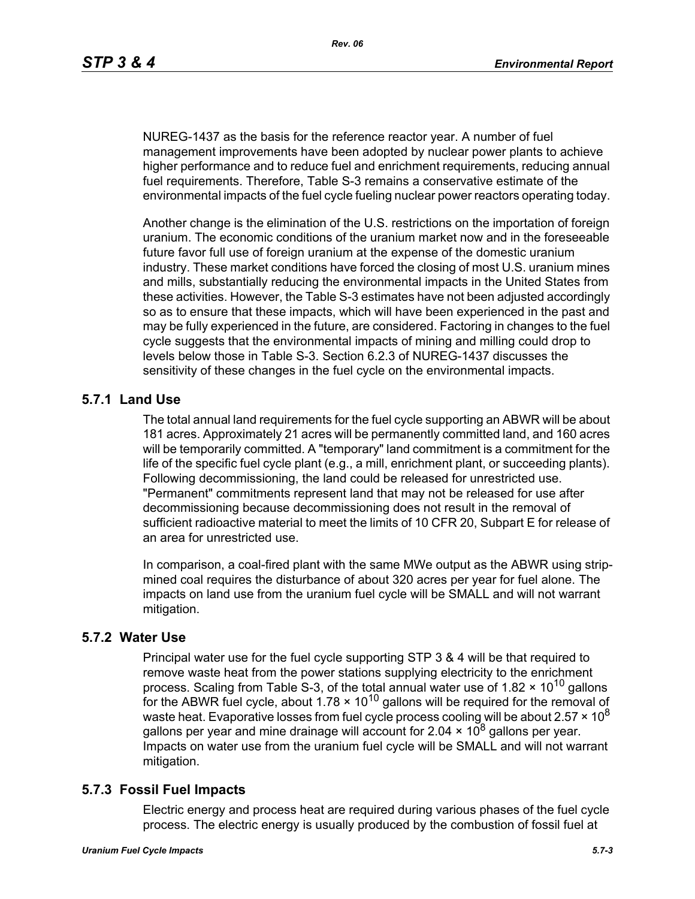NUREG-1437 as the basis for the reference reactor year. A number of fuel management improvements have been adopted by nuclear power plants to achieve higher performance and to reduce fuel and enrichment requirements, reducing annual fuel requirements. Therefore, Table S-3 remains a conservative estimate of the environmental impacts of the fuel cycle fueling nuclear power reactors operating today.

Another change is the elimination of the U.S. restrictions on the importation of foreign uranium. The economic conditions of the uranium market now and in the foreseeable future favor full use of foreign uranium at the expense of the domestic uranium industry. These market conditions have forced the closing of most U.S. uranium mines and mills, substantially reducing the environmental impacts in the United States from these activities. However, the Table S-3 estimates have not been adjusted accordingly so as to ensure that these impacts, which will have been experienced in the past and may be fully experienced in the future, are considered. Factoring in changes to the fuel cycle suggests that the environmental impacts of mining and milling could drop to levels below those in Table S-3. Section 6.2.3 of NUREG-1437 discusses the sensitivity of these changes in the fuel cycle on the environmental impacts.

## 5.7.1 Land Use

The total annual land requirements for the fuel cycle supporting an ABWR will be about 181 acres. Approximately 21 acres will be permanently committed land, and 160 acres will be temporarily committed. A "temporary" land commitment is a commitment for the life of the specific fuel cycle plant (e.g., a mill, enrichment plant, or succeeding plants). Following decommissioning, the land could be released for unrestricted use. "Permanent" commitments represent land that may not be released for use after decommissioning because decommissioning does not result in the removal of sufficient radioactive material to meet the limits of 10 CFR 20, Subpart E for release of an area for unrestricted use.

In comparison, a coal-fired plant with the same MWe output as the ABWR using strip-mined coal requires the disturbance of about 320 acres per year for fuel alone. The impacts on land use from the uranium fuel cycle will be SMALL and will not warrant mitigation.

## 5.7.2 Water Use

Principal water use for the fuel cycle supporting STP 3 & 4 will be that required to remove waste heat from the power stations supplying electricity to the enrichment process. Scaling from Table S-3, of the total annual water use of $1.82 \times 10^{10}$ gallons for the ABWR fuel cycle, about $1.78 \times 10^{10}$ gallons will be required for the removal of waste heat. Evaporative losses from fuel cycle process cooling will be about $2.57 \times 10^{8}$ gallons per year and mine drainage will account for $2.04 \times 10^{8}$ gallons per year. Impacts on water use from the uranium fuel cycle will be SMALL and will not warrant mitigation.

## 5.7.3 Fossil Fuel Impacts

Electric energy and process heat are required during various phases of the fuel cycle process. The electric energy is usually produced by the combustion of fossil fuel at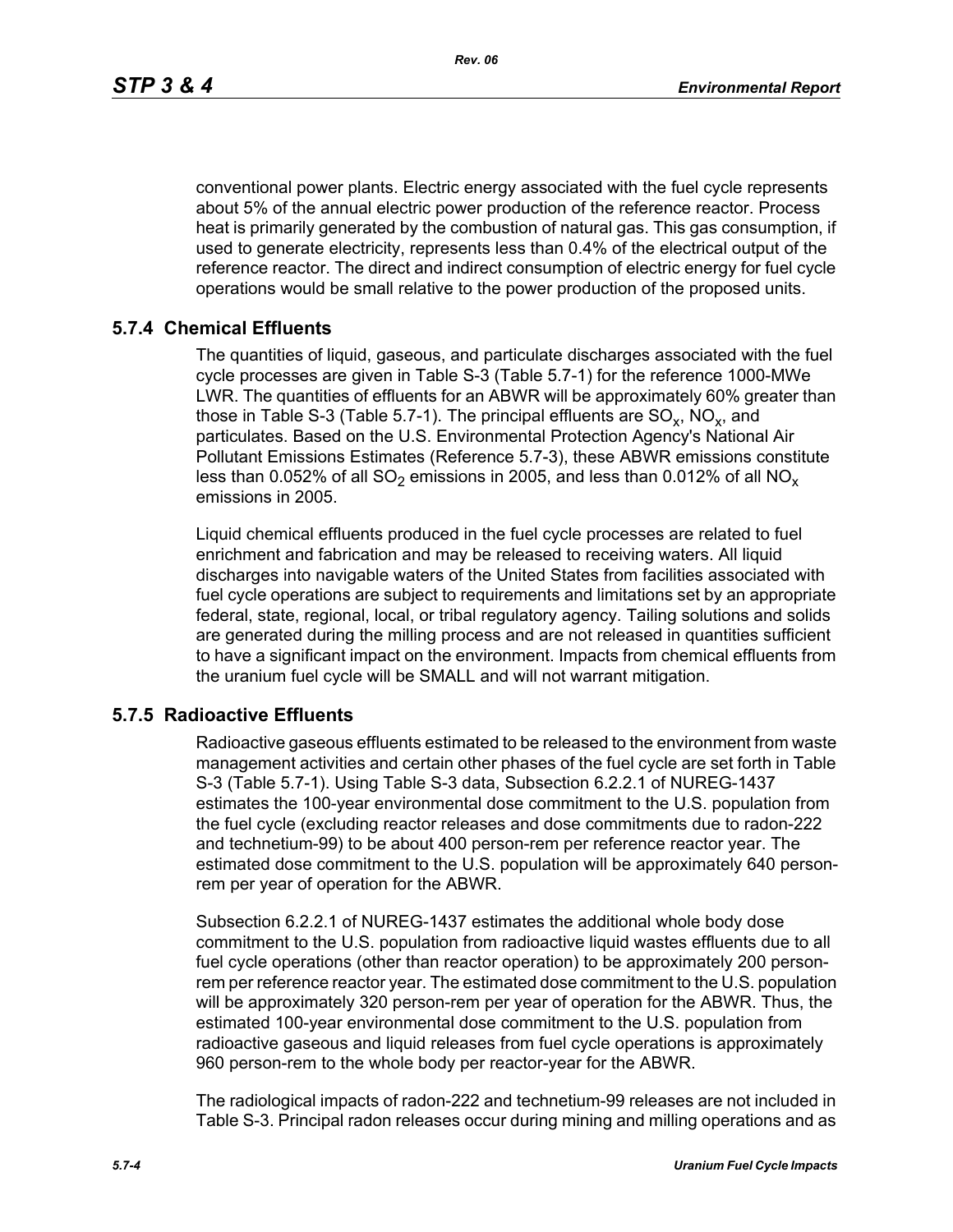conventional power plants. Electric energy associated with the fuel cycle represents about 5% of the annual electric power production of the reference reactor. Process heat is primarily generated by the combustion of natural gas. This gas consumption, if used to generate electricity, represents less than 0.4% of the electrical output of the reference reactor. The direct and indirect consumption of electric energy for fuel cycle operations would be small relative to the power production of the proposed units.

## 5.7.4 Chemical Effluents

The quantities of liquid, gaseous, and particulate discharges associated with the fuel cycle processes are given in Table S-3 (Table 5.7-1) for the reference 1000-MWe LWR. The quantities of effluents for an ABWR will be approximately 60% greater than those in Table S-3 (Table 5.7-1). The principal effluents are $SO_x$, $NO_x$, and particulates. Based on the U.S. Environmental Protection Agency's National Air Pollutant Emissions Estimates (Reference 5.7-3), these ABWR emissions constitute less than 0.052% of all $SO_2$ emissions in 2005, and less than 0.012% of all $NO_x$ emissions in 2005.

Liquid chemical effluents produced in the fuel cycle processes are related to fuel enrichment and fabrication and may be released to receiving waters. All liquid discharges into navigable waters of the United States from facilities associated with fuel cycle operations are subject to requirements and limitations set by an appropriate federal, state, regional, local, or tribal regulatory agency. Tailing solutions and solids are generated during the milling process and are not released in quantities sufficient to have a significant impact on the environment. Impacts from chemical effluents from the uranium fuel cycle will be SMALL and will not warrant mitigation.

## 5.7.5 Radioactive Effluents

Radioactive gaseous effluents estimated to be released to the environment from waste management activities and certain other phases of the fuel cycle are set forth in Table S-3 (Table 5.7-1). Using Table S-3 data, Subsection 6.2.2.1 of NUREG-1437 estimates the 100-year environmental dose commitment to the U.S. population from the fuel cycle (excluding reactor releases and dose commitments due to radon-222 and technetium-99) to be about 400 person-rem per reference reactor year. The estimated dose commitment to the U.S. population will be approximately 640 person-rem per year of operation for the ABWR.

Subsection 6.2.2.1 of NUREG-1437 estimates the additional whole body dose commitment to the U.S. population from radioactive liquid wastes effluents due to all fuel cycle operations (other than reactor operation) to be approximately 200 person-rem per reference reactor year. The estimated dose commitment to the U.S. population will be approximately 320 person-rem per year of operation for the ABWR. Thus, the estimated 100-year environmental dose commitment to the U.S. population from radioactive gaseous and liquid releases from fuel cycle operations is approximately 960 person-rem to the whole body per reactor-year for the ABWR.

The radiological impacts of radon-222 and technetium-99 releases are not included in Table S-3. Principal radon releases occur during mining and milling operations and as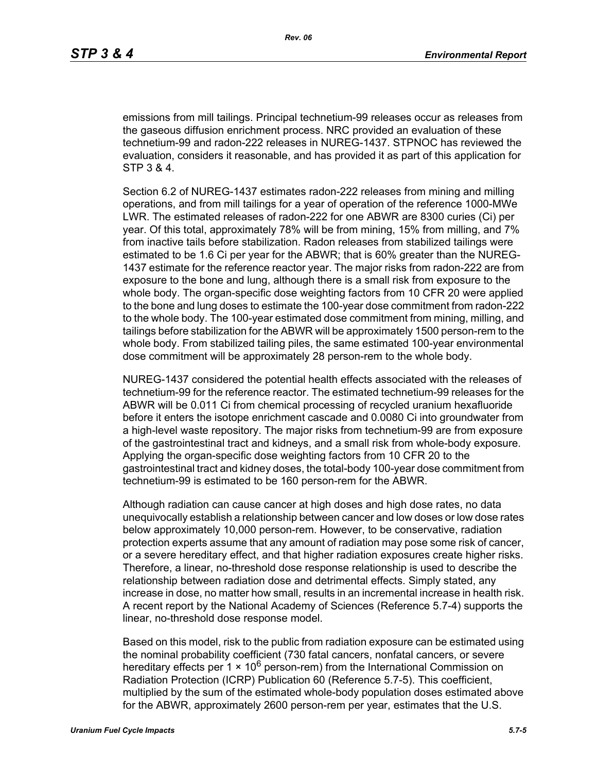emissions from mill tailings. Principal technetium-99 releases occur as releases from the gaseous diffusion enrichment process. NRC provided an evaluation of these technetium-99 and radon-222 releases in NUREG-1437. STPNOC has reviewed the evaluation, considers it reasonable, and has provided it as part of this application for STP 3 & 4.

Section 6.2 of NUREG-1437 estimates radon-222 releases from mining and milling operations, and from mill tailings for a year of operation of the reference 1000-MWe LWR. The estimated releases of radon-222 for one ABWR are 8300 curies (Ci) per year. Of this total, approximately 78% will be from mining, 15% from milling, and 7% from inactive tails before stabilization. Radon releases from stabilized tailings were estimated to be 1.6 Ci per year for the ABWR; that is 60% greater than the NUREG-1437 estimate for the reference reactor year. The major risks from radon-222 are from exposure to the bone and lung, although there is a small risk from exposure to the whole body. The organ-specific dose weighting factors from 10 CFR 20 were applied to the bone and lung doses to estimate the 100-year dose commitment from radon-222 to the whole body. The 100-year estimated dose commitment from mining, milling, and tailings before stabilization for the ABWR will be approximately 1500 person-rem to the whole body. From stabilized tailing piles, the same estimated 100-year environmental dose commitment will be approximately 28 person-rem to the whole body.

NUREG-1437 considered the potential health effects associated with the releases of technetium-99 for the reference reactor. The estimated technetium-99 releases for the ABWR will be 0.011 Ci from chemical processing of recycled uranium hexafluoride before it enters the isotope enrichment cascade and 0.0080 Ci into groundwater from a high-level waste repository. The major risks from technetium-99 are from exposure of the gastrointestinal tract and kidneys, and a small risk from whole-body exposure. Applying the organ-specific dose weighting factors from 10 CFR 20 to the gastrointestinal tract and kidney doses, the total-body 100-year dose commitment from technetium-99 is estimated to be 160 person-rem for the ABWR.

Although radiation can cause cancer at high doses and high dose rates, no data unequivocally establish a relationship between cancer and low doses or low dose rates below approximately 10,000 person-rem. However, to be conservative, radiation protection experts assume that any amount of radiation may pose some risk of cancer, or a severe hereditary effect, and that higher radiation exposures create higher risks. Therefore, a linear, no-threshold dose response relationship is used to describe the relationship between radiation dose and detrimental effects. Simply stated, any increase in dose, no matter how small, results in an incremental increase in health risk. A recent report by the National Academy of Sciences (Reference 5.7-4) supports the linear, no-threshold dose response model.

Based on this model, risk to the public from radiation exposure can be estimated using the nominal probability coefficient (730 fatal cancers, nonfatal cancers, or severe hereditary effects per $1 \times 10^6$ person-rem) from the International Commission on Radiation Protection (ICRP) Publication 60 (Reference 5.7-5). This coefficient, multiplied by the sum of the estimated whole-body population doses estimated above for the ABWR, approximately 2600 person-rem per year, estimates that the U.S.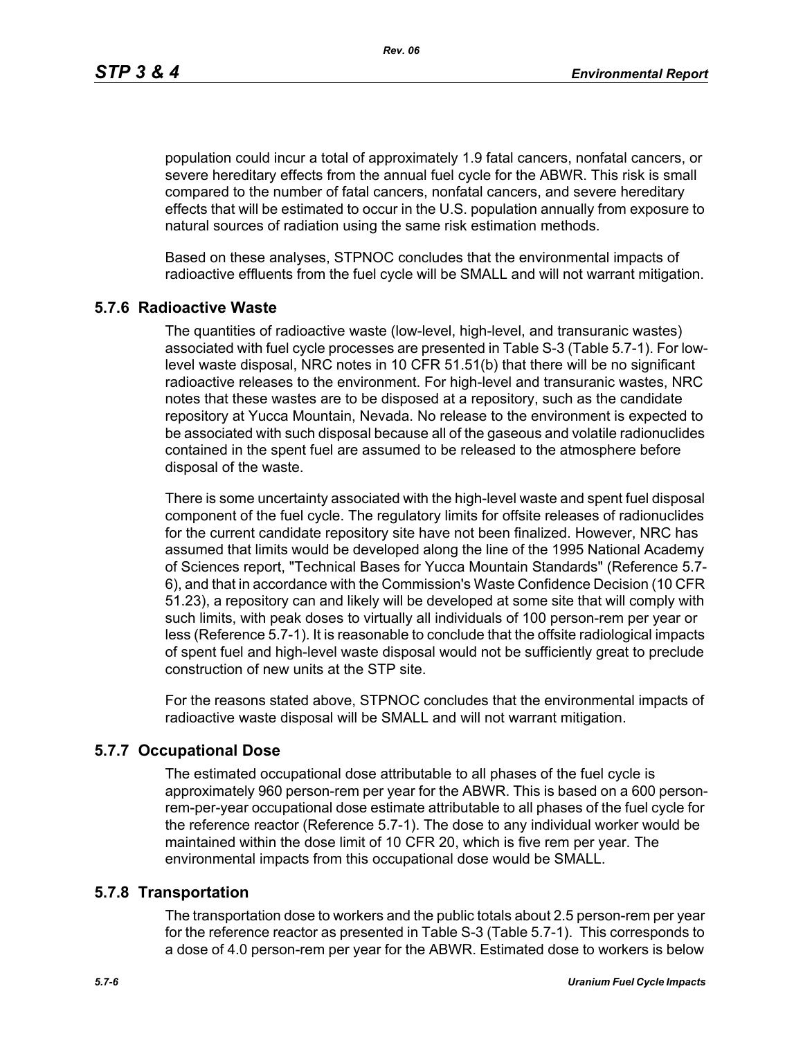population could incur a total of approximately 1.9 fatal cancers, nonfatal cancers, or severe hereditary effects from the annual fuel cycle for the ABWR. This risk is small compared to the number of fatal cancers, nonfatal cancers, and severe hereditary effects that will be estimated to occur in the U.S. population annually from exposure to natural sources of radiation using the same risk estimation methods.

Based on these analyses, STPNOC concludes that the environmental impacts of radioactive effluents from the fuel cycle will be SMALL and will not warrant mitigation.

### 5.7.6 Radioactive Waste

The quantities of radioactive waste (low-level, high-level, and transuranic wastes) associated with fuel cycle processes are presented in Table S-3 (Table 5.7-1). For low-level waste disposal, NRC notes in 10 CFR 51.51(b) that there will be no significant radioactive releases to the environment. For high-level and transuranic wastes, NRC notes that these wastes are to be disposed at a repository, such as the candidate repository at Yucca Mountain, Nevada. No release to the environment is expected to be associated with such disposal because all of the gaseous and volatile radionuclides contained in the spent fuel are assumed to be released to the atmosphere before disposal of the waste.

There is some uncertainty associated with the high-level waste and spent fuel disposal component of the fuel cycle. The regulatory limits for offsite releases of radionuclides for the current candidate repository site have not been finalized. However, NRC has assumed that limits would be developed along the line of the 1995 National Academy of Sciences report, "Technical Bases for Yucca Mountain Standards" (Reference 5.7-6), and that in accordance with the Commission's Waste Confidence Decision (10 CFR 51.23), a repository can and likely will be developed at some site that will comply with such limits, with peak doses to virtually all individuals of 100 person-rem per year or less (Reference 5.7-1). It is reasonable to conclude that the offsite radiological impacts of spent fuel and high-level waste disposal would not be sufficiently great to preclude construction of new units at the STP site.

For the reasons stated above, STPNOC concludes that the environmental impacts of radioactive waste disposal will be SMALL and will not warrant mitigation.

### 5.7.7 Occupational Dose

The estimated occupational dose attributable to all phases of the fuel cycle is approximately 960 person-rem per year for the ABWR. This is based on a 600 person-rem-per-year occupational dose estimate attributable to all phases of the fuel cycle for the reference reactor (Reference 5.7-1). The dose to any individual worker would be maintained within the dose limit of 10 CFR 20, which is five rem per year. The environmental impacts from this occupational dose would be SMALL.

### 5.7.8 Transportation

The transportation dose to workers and the public totals about 2.5 person-rem per year for the reference reactor as presented in Table S-3 (Table 5.7-1). This corresponds to a dose of 4.0 person-rem per year for the ABWR. Estimated dose to workers is below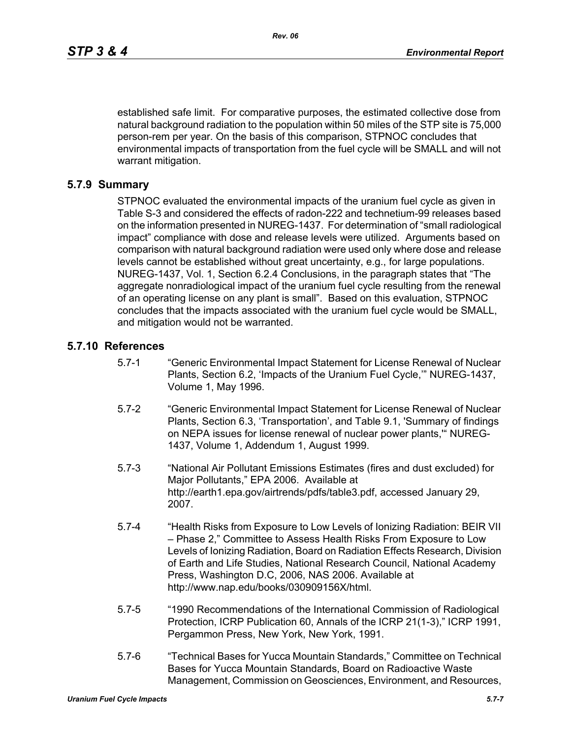established safe limit. For comparative purposes, the estimated collective dose from natural background radiation to the population within 50 miles of the STP site is 75,000 person-rem per year. On the basis of this comparison, STPNOC concludes that environmental impacts of transportation from the fuel cycle will be SMALL and will not warrant mitigation.

### 5.7.9 Summary

STPNOC evaluated the environmental impacts of the uranium fuel cycle as given in Table S-3 and considered the effects of radon-222 and technetium-99 releases based on the information presented in NUREG-1437. For determination of "small radiological impact" compliance with dose and release levels were utilized. Arguments based on comparison with natural background radiation were used only where dose and release levels cannot be established without great uncertainty, e.g., for large populations. NUREG-1437, Vol. 1, Section 6.2.4 Conclusions, in the paragraph states that "The aggregate nonradiological impact of the uranium fuel cycle resulting from the renewal of an operating license on any plant is small". Based on this evaluation, STPNOC concludes that the impacts associated with the uranium fuel cycle would be SMALL, and mitigation would not be warranted.

### 5.7.10 References

5.7-1 "Generic Environmental Impact Statement for License Renewal of Nuclear Plants, Section 6.2, 'Impacts of the Uranium Fuel Cycle,'" NUREG-1437, Volume 1, May 1996.

5.7-2 "Generic Environmental Impact Statement for License Renewal of Nuclear Plants, Section 6.3, 'Transportation', and Table 9.1, 'Summary of findings on NEPA issues for license renewal of nuclear power plants,'" NUREG-1437, Volume 1, Addendum 1, August 1999.

5.7-3 "National Air Pollutant Emissions Estimates (fires and dust excluded) for Major Pollutants," EPA 2006. Available at http://earth1.epa.gov/airtrends/pdfs/table3.pdf, accessed January 29, 2007.

5.7-4 "Health Risks from Exposure to Low Levels of Ionizing Radiation: BEIR VII – Phase 2," Committee to Assess Health Risks From Exposure to Low Levels of Ionizing Radiation, Board on Radiation Effects Research, Division of Earth and Life Studies, National Research Council, National Academy Press, Washington D.C, 2006, NAS 2006. Available at http://www.nap.edu/books/030909156X/html.

5.7-5 "1990 Recommendations of the International Commission of Radiological Protection, ICRP Publication 60, Annals of the ICRP 21(1-3)," ICRP 1991, Pergammon Press, New York, New York, 1991.

5.7-6 "Technical Bases for Yucca Mountain Standards," Committee on Technical Bases for Yucca Mountain Standards, Board on Radioactive Waste Management, Commission on Geosciences, Environment, and Resources,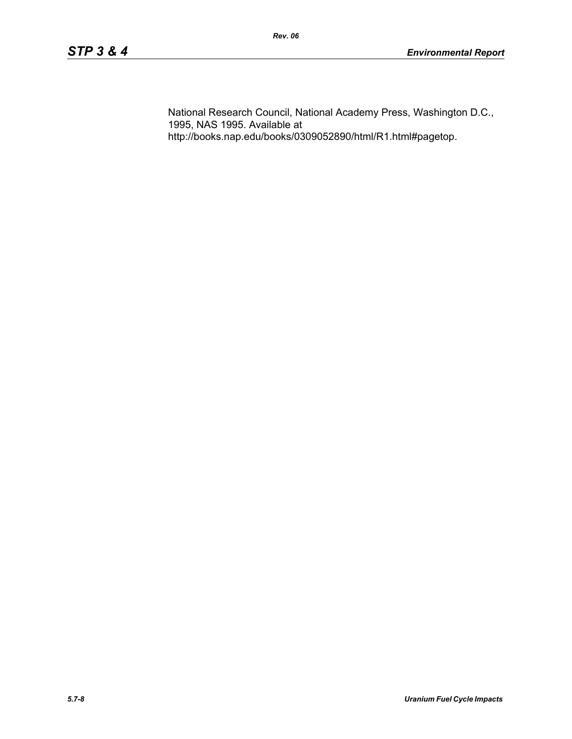National Research Council, National Academy Press, Washington D.C., 1995, NAS 1995. Available at http://books.nap.edu/books/0309052890/html/R1.html#pagetop.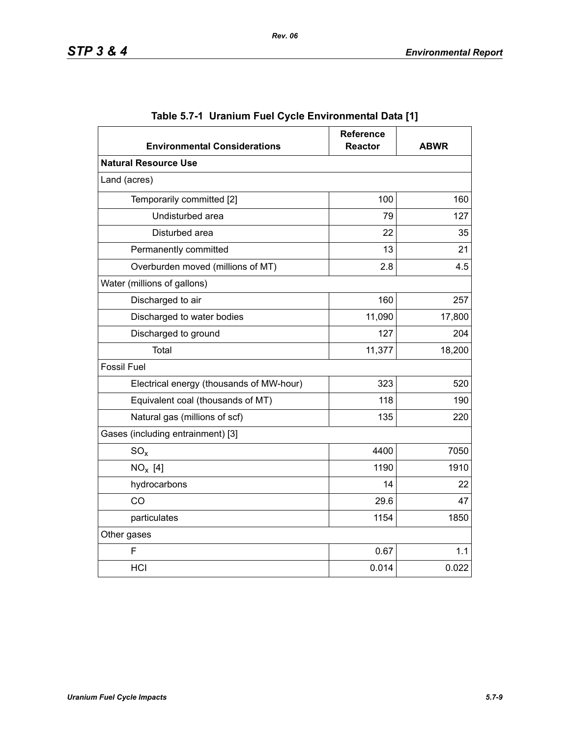**Table 5.7-1 Uranium Fuel Cycle Environmental Data [1]**

| Environmental Considerations | Reference Reactor | ABWR |
|---|---|---|
| **Natural Resource Use** | | |
| Land (acres) | | |
| Temporarily committed [2] | 100 | 160 |
| Undisturbed area | 79 | 127 |
| Disturbed area | 22 | 35 |
| Permanently committed | 13 | 21 |
| Overburden moved (millions of MT) | 2.8 | 4.5 |
| Water (millions of gallons) | | |
| Discharged to air | 160 | 257 |
| Discharged to water bodies | 11,090 | 17,800 |
| Discharged to ground | 127 | 204 |
| Total | 11,377 | 18,200 |
| Fossil Fuel | | |
| Electrical energy (thousands of MW-hour) | 323 | 520 |
| Equivalent coal (thousands of MT) | 118 | 190 |
| Natural gas (millions of scf) | 135 | 220 |
| Gases (including entrainment) [3] | | |
| $SO_x$ | 4400 | 7050 |
| $NO_x$ [4] | 1190 | 1910 |
| hydrocarbons | 14 | 22 |
| CO | 29.6 | 47 |
| particulates | 1154 | 1850 |
| Other gases | | |
| F | 0.67 | 1.1 |
| HCl | 0.014 | 0.022 |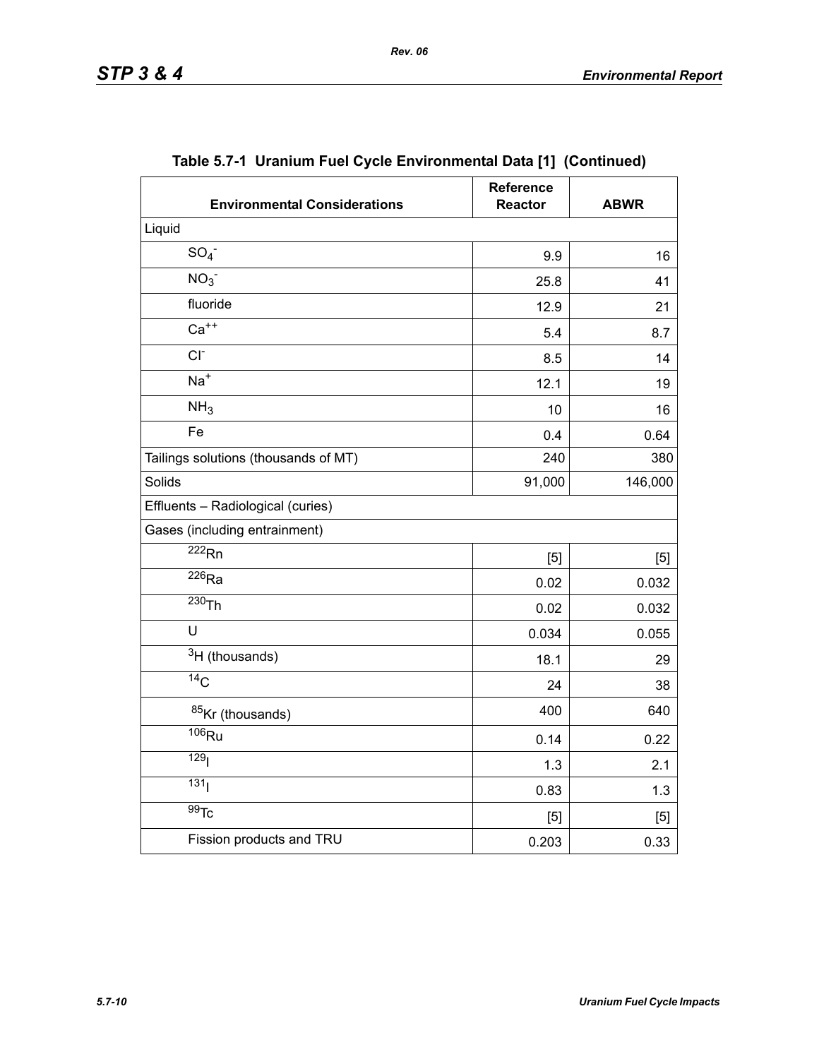**Table 5.7-1 Uranium Fuel Cycle Environmental Data [1] (Continued)**

| Environmental Considerations | Reference Reactor | ABWR |
|---|---|---|
| Liquid | | |
| $SO_4^-$ | 9.9 | 16 |
| $NO_3^-$ | 25.8 | 41 |
| fluoride | 12.9 | 21 |
| $Ca^{++}$ | 5.4 | 8.7 |
| $Cl^-$ | 8.5 | 14 |
| $Na^+$ | 12.1 | 19 |
| $NH_3$ | 10 | 16 |
| Fe | 0.4 | 0.64 |
| Tailings solutions (thousands of MT) | 240 | 380 |
| Solids | 91,000 | 146,000 |
| Effluents – Radiological (curies) | | |
| Gases (including entrainment) | | |
| $^{222}Rn$ | [5] | [5] |
| $^{226}Ra$ | 0.02 | 0.032 |
| $^{230}Th$ | 0.02 | 0.032 |
| U | 0.034 | 0.055 |
| $^{3}H$ (thousands) | 18.1 | 29 |
| $^{14}C$ | 24 | 38 |
| $^{85}Kr$ (thousands) | 400 | 640 |
| $^{106}Ru$ | 0.14 | 0.22 |
| $^{129}I$ | 1.3 | 2.1 |
| $^{131}I$ | 0.83 | 1.3 |
| $^{99}Tc$ | [5] | [5] |
| Fission products and TRU | 0.203 | 0.33 |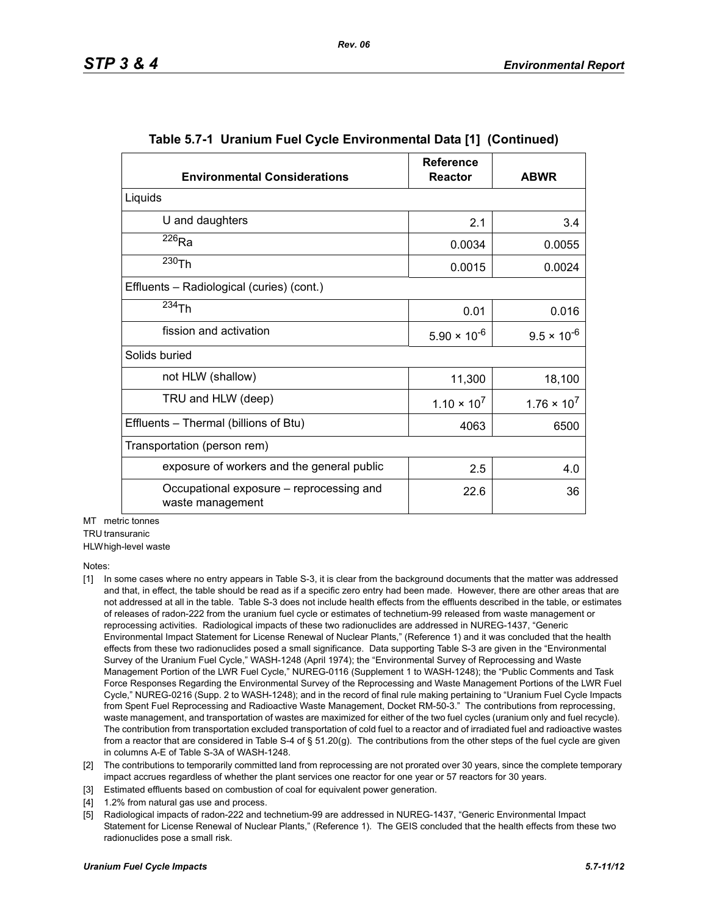**Table 5.7-1 Uranium Fuel Cycle Environmental Data [1] (Continued)**

| Environmental Considerations | Reference Reactor | ABWR |
|---|---|---|
| Liquids | | |
| U and daughters | 2.1 | 3.4 |
| $^{226}Ra$ | 0.0034 | 0.0055 |
| $^{230}Th$ | 0.0015 | 0.0024 |
| Effluents – Radiological (curies) (cont.) | | |
| $^{234}Th$ | 0.01 | 0.016 |
| fission and activation | $5.90 \times 10^{-6}$ | $9.5 \times 10^{-6}$ |
| Solids buried | | |
| not HLW (shallow) | 11,300 | 18,100 |
| TRU and HLW (deep) | $1.10 \times 10^{7}$ | $1.76 \times 10^{7}$ |
| Effluents – Thermal (billions of Btu) | 4063 | 6500 |
| Transportation (person rem) | | |
| exposure of workers and the general public | 2.5 | 4.0 |
| Occupational exposure – reprocessing and waste management | 22.6 | 36 |

MT metric tonnes
TRU transuranic
HLW high-level waste

Notes:

[1] In some cases where no entry appears in Table S-3, it is clear from the background documents that the matter was addressed and that, in effect, the table should be read as if a specific zero entry had been made. However, there are other areas that are not addressed at all in the table. Table S-3 does not include health effects from the effluents described in the table, or estimates of releases of radon-222 from the uranium fuel cycle or estimates of technetium-99 released from waste management or reprocessing activities. Radiological impacts of these two radionuclides are addressed in NUREG-1437, "Generic Environmental Impact Statement for License Renewal of Nuclear Plants," (Reference 1) and it was concluded that the health effects from these two radionuclides posed a small significance. Data supporting Table S-3 are given in the "Environmental Survey of the Uranium Fuel Cycle," WASH-1248 (April 1974); the "Environmental Survey of Reprocessing and Waste Management Portion of the LWR Fuel Cycle," NUREG-0116 (Supplement 1 to WASH-1248); the "Public Comments and Task Force Responses Regarding the Environmental Survey of the Reprocessing and Waste Management Portions of the LWR Fuel Cycle," NUREG-0216 (Supp. 2 to WASH-1248); and in the record of final rule making pertaining to "Uranium Fuel Cycle Impacts from Spent Fuel Reprocessing and Radioactive Waste Management, Docket RM-50-3." The contributions from reprocessing, waste management, and transportation of wastes are maximized for either of the two fuel cycles (uranium only and fuel recycle). The contribution from transportation excluded transportation of cold fuel to a reactor and of irradiated fuel and radioactive wastes from a reactor that are considered in Table S-4 of § 51.20(g). The contributions from the other steps of the fuel cycle are given in columns A-E of Table S-3A of WASH-1248.

[2] The contributions to temporarily committed land from reprocessing are not prorated over 30 years, since the complete temporary impact accrues regardless of whether the plant services one reactor for one year or 57 reactors for 30 years.

[3] Estimated effluents based on combustion of coal for equivalent power generation.

[4] 1.2% from natural gas use and process.

[5] Radiological impacts of radon-222 and technetium-99 are addressed in NUREG-1437, "Generic Environmental Impact Statement for License Renewal of Nuclear Plants," (Reference 1). The GEIS concluded that the health effects from these two radionuclides pose a small risk.